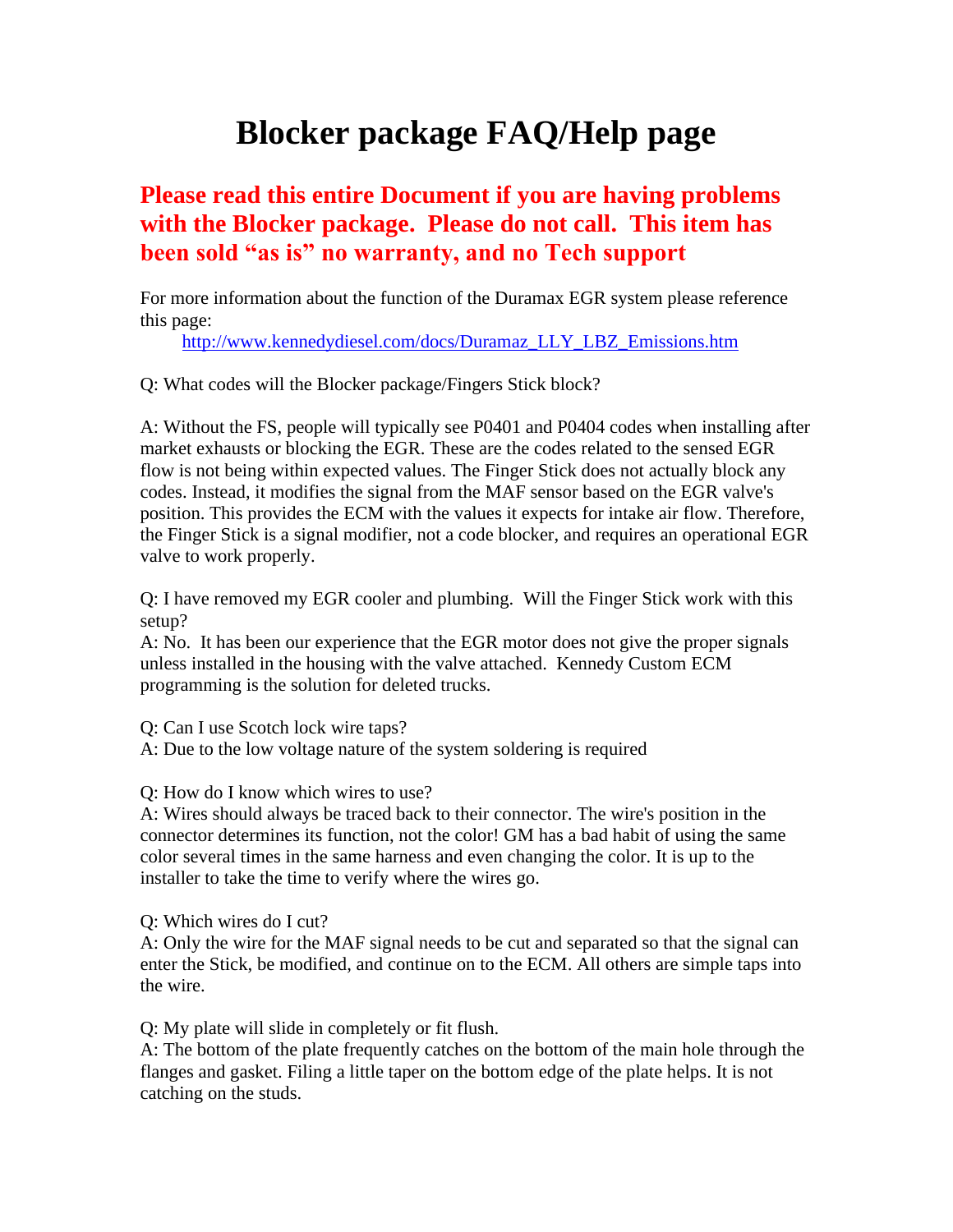# Blocker package FAQ/Help page

## Please read this entire Document if you are having problems with the Blocker package. Please do not call. This item has been sold "as is" no warranty, and no Tech support

For more information about the function of the Duramax EGR system please reference this page:

http://www.kennedydiesel.com/docs/Duramaz_LLY_LBZ_Emissions.htm

Q: What codes will the Blocker package/Fingers Stick block?

A: Without the FS, people will typically see P0401 and P0404 codes when installing after market exhausts or blocking the EGR. These are the codes related to the sensed EGR flow is not being within expected values. The Finger Stick does not actually block any codes. Instead, it modifies the signal from the MAF sensor based on the EGR valve's position. This provides the ECM with the values it expects for intake air flow. Therefore, the Finger Stick is a signal modifier, not a code blocker, and requires an operational EGR valve to work properly.

Q: I have removed my EGR cooler and plumbing. Will the Finger Stick work with this setup?
A: No. It has been our experience that the EGR motor does not give the proper signals unless installed in the housing with the valve attached. Kennedy Custom ECM programming is the solution for deleted trucks.

Q: Can I use Scotch lock wire taps?
A: Due to the low voltage nature of the system soldering is required

Q: How do I know which wires to use?
A: Wires should always be traced back to their connector. The wire's position in the connector determines its function, not the color! GM has a bad habit of using the same color several times in the same harness and even changing the color. It is up to the installer to take the time to verify where the wires go.

Q: Which wires do I cut?
A: Only the wire for the MAF signal needs to be cut and separated so that the signal can enter the Stick, be modified, and continue on to the ECM. All others are simple taps into the wire.

Q: My plate will slide in completely or fit flush.
A: The bottom of the plate frequently catches on the bottom of the main hole through the flanges and gasket. Filing a little taper on the bottom edge of the plate helps. It is not catching on the studs.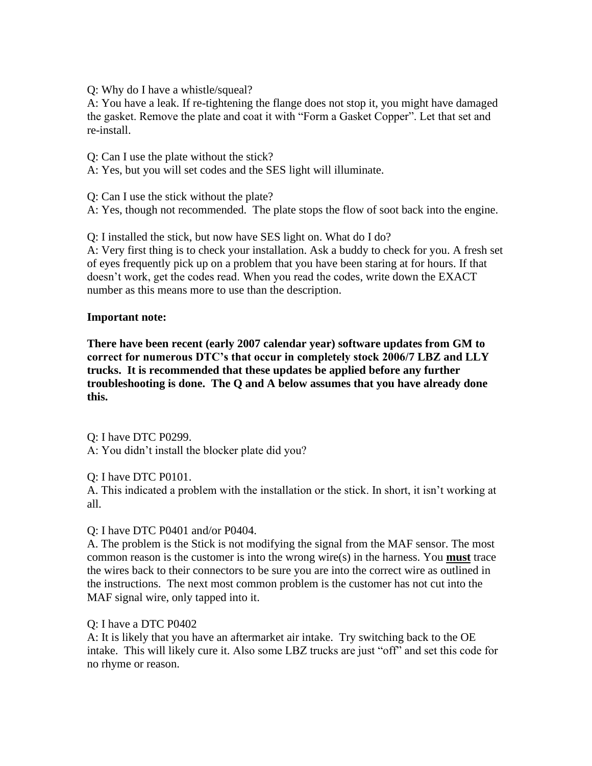Q: Why do I have a whistle/squeal?
A: You have a leak. If re-tightening the flange does not stop it, you might have damaged the gasket. Remove the plate and coat it with "Form a Gasket Copper". Let that set and re-install.

Q: Can I use the plate without the stick?
A: Yes, but you will set codes and the SES light will illuminate.

Q: Can I use the stick without the plate?
A: Yes, though not recommended. The plate stops the flow of soot back into the engine.

Q: I installed the stick, but now have SES light on. What do I do?
A: Very first thing is to check your installation. Ask a buddy to check for you. A fresh set of eyes frequently pick up on a problem that you have been staring at for hours. If that doesn't work, get the codes read. When you read the codes, write down the EXACT number as this means more to use than the description.

**Important note:**

**There have been recent (early 2007 calendar year) software updates from GM to correct for numerous DTC's that occur in completely stock 2006/7 LBZ and LLY trucks. It is recommended that these updates be applied before any further troubleshooting is done. The Q and A below assumes that you have already done this.**

Q: I have DTC P0299.
A: You didn't install the blocker plate did you?

Q: I have DTC P0101.
A. This indicated a problem with the installation or the stick. In short, it isn't working at all.

Q: I have DTC P0401 and/or P0404.
A. The problem is the Stick is not modifying the signal from the MAF sensor. The most common reason is the customer is into the wrong wire(s) in the harness. You **must** trace the wires back to their connectors to be sure you are into the correct wire as outlined in the instructions. The next most common problem is the customer has not cut into the MAF signal wire, only tapped into it.

Q: I have a DTC P0402
A: It is likely that you have an aftermarket air intake. Try switching back to the OE intake. This will likely cure it. Also some LBZ trucks are just "off" and set this code for no rhyme or reason.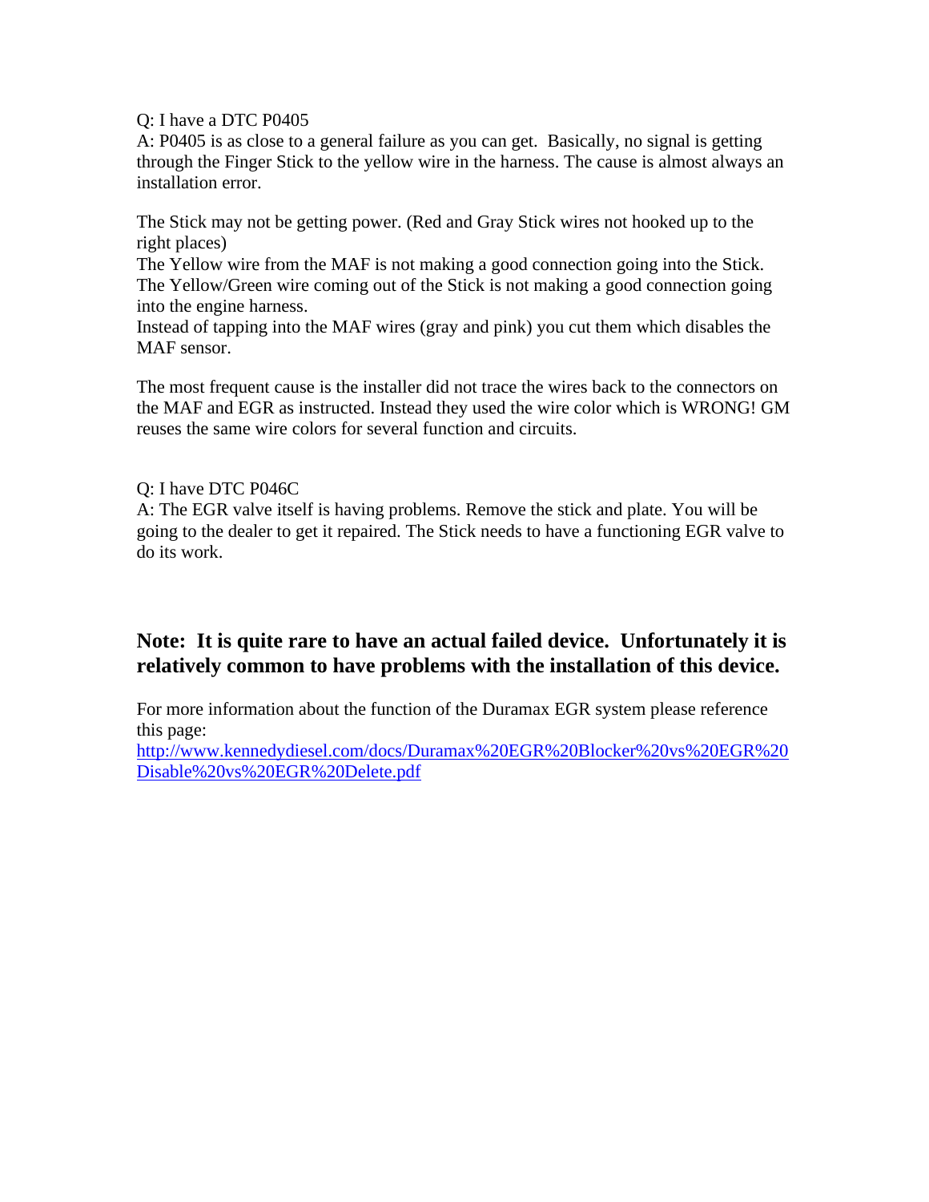Q: I have a DTC P0405

A: P0405 is as close to a general failure as you can get. Basically, no signal is getting through the Finger Stick to the yellow wire in the harness. The cause is almost always an installation error.

The Stick may not be getting power. (Red and Gray Stick wires not hooked up to the right places)

The Yellow wire from the MAF is not making a good connection going into the Stick.

The Yellow/Green wire coming out of the Stick is not making a good connection going into the engine harness.

Instead of tapping into the MAF wires (gray and pink) you cut them which disables the MAF sensor.

The most frequent cause is the installer did not trace the wires back to the connectors on the MAF and EGR as instructed. Instead they used the wire color which is WRONG! GM reuses the same wire colors for several function and circuits.

Q: I have DTC P046C

A: The EGR valve itself is having problems. Remove the stick and plate. You will be going to the dealer to get it repaired. The Stick needs to have a functioning EGR valve to do its work.

**Note: It is quite rare to have an actual failed device. Unfortunately it is relatively common to have problems with the installation of this device.**

For more information about the function of the Duramax EGR system please reference this page:

[http://www.kennedydiesel.com/docs/Duramax%20EGR%20Blocker%20vs%20EGR%20Disable%20vs%20EGR%20Delete.pdf](http://www.kennedydiesel.com/docs/Duramax%20EGR%20Blocker%20vs%20EGR%20Disable%20vs%20EGR%20Delete.pdf)